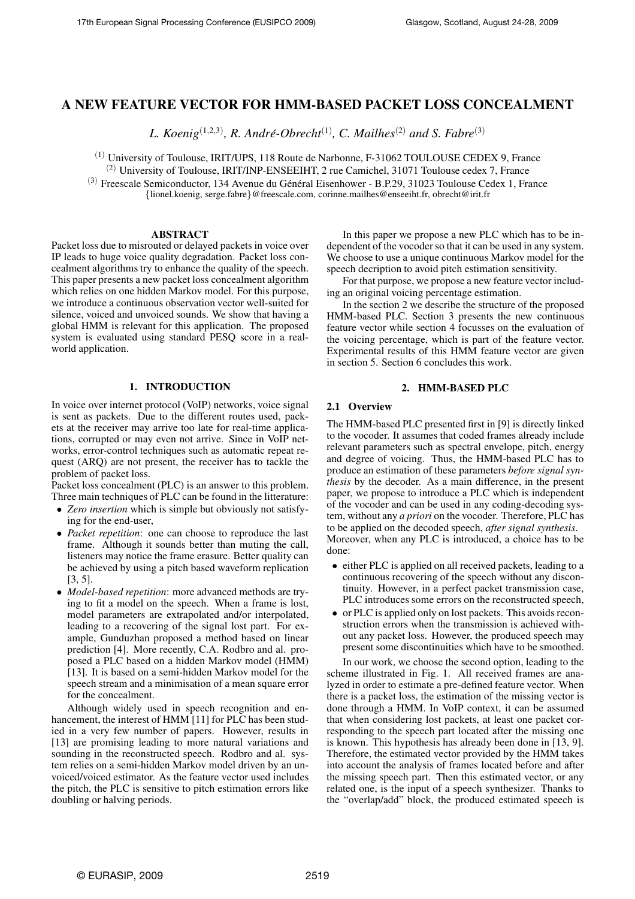# A NEW FEATURE VECTOR FOR HMM-BASED PACKET LOSS CONCEALMENT

*L. Koenig*[(1,2,3)], *R. André-Obrecht*[(1)], *C. Mailhes*[(2)] *and S. Fabre*[(3)]

[(1)] University of Toulouse, IRIT/UPS, 118 Route de Narbonne, F-31062 TOULOUSE CEDEX 9, France
[(2)] University of Toulouse, IRIT/INP-ENSEEIHT, 2 rue Camichel, 31071 Toulouse cedex 7, France
[(3)] Freescale Semiconductor, 134 Avenue du Général Eisenhower - B.P.29, 31023 Toulouse Cedex 1, France
{lionel.koenig, serge.fabre}@freescale.com, corinne.mailhes@enseeiht.fr, obrecht@irit.fr

## ABSTRACT

Packet loss due to misrouted or delayed packets in voice over IP leads to huge voice quality degradation. Packet loss concealment algorithms try to enhance the quality of the speech. This paper presents a new packet loss concealment algorithm which relies on one hidden Markov model. For this purpose, we introduce a continuous observation vector well-suited for silence, voiced and unvoiced sounds. We show that having a global HMM is relevant for this application. The proposed system is evaluated using standard PESQ score in a real-world application.

## 1. INTRODUCTION

In voice over internet protocol (VoIP) networks, voice signal is sent as packets. Due to the different routes used, packets at the receiver may arrive too late for real-time applications, corrupted or may even not arrive. Since in VoIP networks, error-control techniques such as automatic repeat request (ARQ) are not present, the receiver has to tackle the problem of packet loss.
Packet loss concealment (PLC) is an answer to this problem. Three main techniques of PLC can be found in the litterature:

- *Zero insertion* which is simple but obviously not satisfying for the end-user,
- *Packet repetition*: one can choose to reproduce the last frame. Although it sounds better than muting the call, listeners may notice the frame erasure. Better quality can be achieved by using a pitch based waveform replication [3, 5].
- *Model-based repetition*: more advanced methods are trying to fit a model on the speech. When a frame is lost, model parameters are extrapolated and/or interpolated, leading to a recovering of the signal lost part. For example, Gunduzhan proposed a method based on linear prediction [4]. More recently, C.A. Rodbro and al. proposed a PLC based on a hidden Markov model (HMM) [13]. It is based on a semi-hidden Markov model for the speech stream and a minimisation of a mean square error for the concealment.

Although widely used in speech recognition and enhancement, the interest of HMM [11] for PLC has been studied in a very few number of papers. However, results in [13] are promising leading to more natural variations and sounding in the reconstructed speech. Rodbro and al. system relies on a semi-hidden Markov model driven by an unvoiced/voiced estimator. As the feature vector used includes the pitch, the PLC is sensitive to pitch estimation errors like doubling or halving periods.

In this paper we propose a new PLC which has to be independent of the vocoder so that it can be used in any system. We choose to use a unique continuous Markov model for the speech decription to avoid pitch estimation sensitivity.

For that purpose, we propose a new feature vector including an original voicing percentage estimation.

In the section 2 we describe the structure of the proposed HMM-based PLC. Section 3 presents the new continuous feature vector while section 4 focusses on the evaluation of the voicing percentage, which is part of the feature vector. Experimental results of this HMM feature vector are given in section 5. Section 6 concludes this work.

## 2. HMM-BASED PLC

### 2.1 Overview

The HMM-based PLC presented first in [9] is directly linked to the vocoder. It assumes that coded frames already include relevant parameters such as spectral envelope, pitch, energy and degree of voicing. Thus, the HMM-based PLC has to produce an estimation of these parameters *before signal synthesis* by the decoder. As a main difference, in the present paper, we propose to introduce a PLC which is independent of the vocoder and can be used in any coding-decoding system, without any *a priori* on the vocoder. Therefore, PLC has to be applied on the decoded speech, *after signal synthesis*.
Moreover, when any PLC is introduced, a choice has to be done:

- either PLC is applied on all received packets, leading to a continuous recovering of the speech without any discontinuity. However, in a perfect packet transmission case, PLC introduces some errors on the reconstructed speech,
- or PLC is applied only on lost packets. This avoids reconstruction errors when the transmission is achieved without any packet loss. However, the produced speech may present some discontinuities which have to be smoothed.

In our work, we choose the second option, leading to the scheme illustrated in Fig. 1. All received frames are analyzed in order to estimate a pre-defined feature vector. When there is a packet loss, the estimation of the missing vector is done through a HMM. In VoIP context, it can be assumed that when considering lost packets, at least one packet corresponding to the speech part located after the missing one is known. This hypothesis has already been done in [13, 9]. Therefore, the estimated vector provided by the HMM takes into account the analysis of frames located before and after the missing speech part. Then this estimated vector, or any related one, is the input of a speech synthesizer. Thanks to the "overlap/add" block, the produced estimated speech is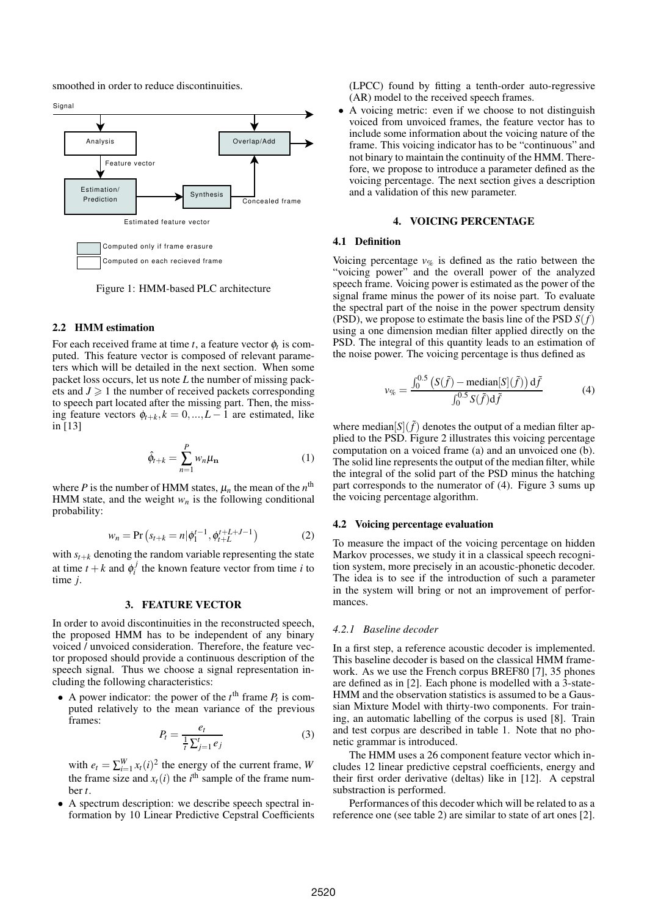smoothed in order to reduce discontinuities.

Signal

Analysis — Overlap/Add

Feature vector

Estimation/ Prediction — Synthesis — Concealed frame

Estimated feature vector

Computed only if frame erasure

Computed on each recieved frame

Figure 1: HMM-based PLC architecture

### 2.2 HMM estimation

For each received frame at time $t$, a feature vector $\phi_t$ is computed. This feature vector is composed of relevant parameters which will be detailed in the next section. When some packet loss occurs, let us note $L$ the number of missing packets and $J \geqslant 1$ the number of received packets corresponding to speech part located after the missing part. Then, the missing feature vectors $\phi_{t+k}, k = 0, ..., L-1$ are estimated, like in [13]

$$\hat{\phi}_{t+k} = \sum_{n=1}^{P} w_n \mu_{\mathbf{n}} \tag{1}$$

where $P$ is the number of HMM states, $\mu_n$ the mean of the $n^{\text{th}}$ HMM state, and the weight $w_n$ is the following conditional probability:

$$w_n = \Pr\left(s_{t+k} = n | \phi_1^{t-1}, \phi_{t+L}^{t+L+J-1}\right) \tag{2}$$

with $s_{t+k}$ denoting the random variable representing the state at time $t+k$ and $\phi_i^j$ the known feature vector from time $i$ to time $j$.

## 3. FEATURE VECTOR

In order to avoid discontinuities in the reconstructed speech, the proposed HMM has to be independent of any binary voiced / unvoiced consideration. Therefore, the feature vector proposed should provide a continuous description of the speech signal. Thus we choose a signal representation including the following characteristics:

- A power indicator: the power of the $t^{\text{th}}$ frame $P_t$ is computed relatively to the mean variance of the previous frames:
$$P_t = \frac{e_t}{\frac{1}{t}\sum_{j=1}^{t} e_j} \tag{3}$$
with $e_t = \sum_{i=1}^{W} x_t(i)^2$ the energy of the current frame, $W$ the frame size and $x_t(i)$ the $i^{\text{th}}$ sample of the frame number $t$.
- A spectrum description: we describe speech spectral information by 10 Linear Predictive Cepstral Coefficients (LPCC) found by fitting a tenth-order auto-regressive (AR) model to the received speech frames.
- A voicing metric: even if we choose to not distinguish voiced from unvoiced frames, the feature vector has to include some information about the voicing nature of the frame. This voicing indicator has to be "continuous" and not binary to maintain the continuity of the HMM. Therefore, we propose to introduce a parameter defined as the voicing percentage. The next section gives a description and a validation of this new parameter.

## 4. VOICING PERCENTAGE

### 4.1 Definition

Voicing percentage $v_{\%}$ is defined as the ratio between the "voicing power" and the overall power of the analyzed speech frame. Voicing power is estimated as the power of the signal frame minus the power of its noise part. To evaluate the spectral part of the noise in the power spectrum density (PSD), we propose to estimate the basis line of the PSD $S(f)$ using a one dimension median filter applied directly on the PSD. The integral of this quantity leads to an estimation of the noise power. The voicing percentage is thus defined as

$$v_{\%} = \frac{\int_0^{0.5} \left(S(\tilde{f}) - \text{median}[S](\tilde{f})\right) \mathrm{d}\tilde{f}}{\int_0^{0.5} S(\tilde{f}) \mathrm{d}\tilde{f}} \tag{4}$$

where $\text{median}[S](\tilde{f})$ denotes the output of a median filter applied to the PSD. Figure 2 illustrates this voicing percentage computation on a voiced frame (a) and an unvoiced one (b). The solid line represents the output of the median filter, while the integral of the solid part of the PSD minus the hatching part corresponds to the numerator of (4). Figure 3 sums up the voicing percentage algorithm.

### 4.2 Voicing percentage evaluation

To measure the impact of the voicing percentage on hidden Markov processes, we study it in a classical speech recognition system, more precisely in an acoustic-phonetic decoder. The idea is to see if the introduction of such a parameter in the system will bring or not an improvement of performances.

#### *4.2.1 Baseline decoder*

In a first step, a reference acoustic decoder is implemented. This baseline decoder is based on the classical HMM framework. As we use the French corpus BREF80 [7], 35 phones are defined as in [2]. Each phone is modelled with a 3-state-HMM and the observation statistics is assumed to be a Gaussian Mixture Model with thirty-two components. For training, an automatic labelling of the corpus is used [8]. Train and test corpus are described in table 1. Note that no phonetic grammar is introduced.

The HMM uses a 26 component feature vector which includes 12 linear predictive cepstral coefficients, energy and their first order derivative (deltas) like in [12]. A cepstral substraction is performed.

Performances of this decoder which will be related to as a reference one (see table 2) are similar to state of art ones [2].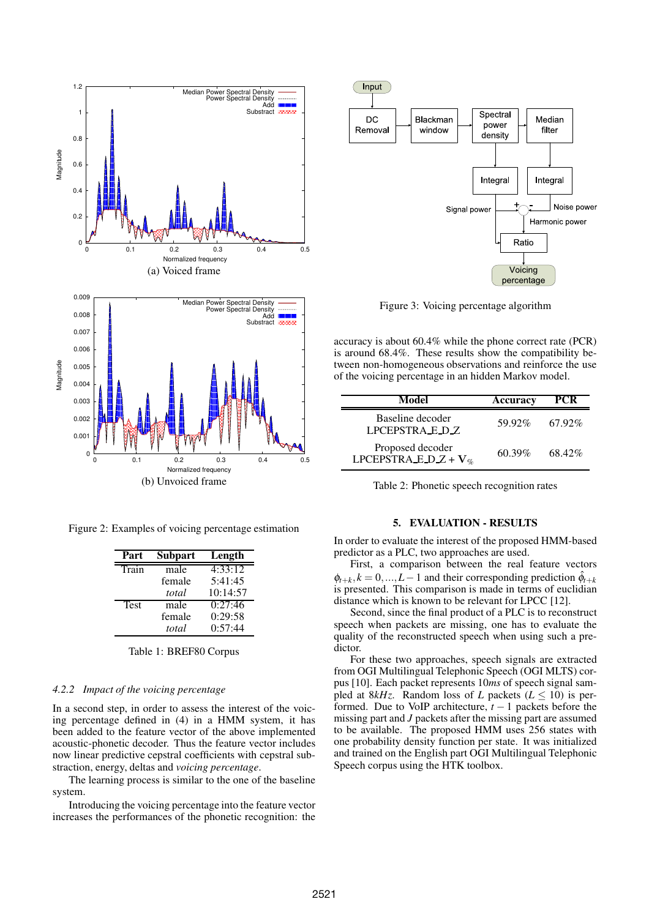Figure 2: Examples of voicing percentage estimation

| Part | Subpart | Length |
|---|---|---|
| Train | male | 4:33:12 |
| | female | 5:41:45 |
| | *total* | 10:14:57 |
| Test | male | 0:27:46 |
| | female | 0:29:58 |
| | *total* | 0:57:44 |

Table 1: BREF80 Corpus

#### 4.2.2 Impact of the voicing percentage

In a second step, in order to assess the interest of the voicing percentage defined in (4) in a HMM system, it has been added to the feature vector of the above implemented acoustic-phonetic decoder. Thus the feature vector includes now linear predictive cepstral coefficients with cepstral substraction, energy, deltas and *voicing percentage*.

The learning process is similar to the one of the baseline system.

Introducing the voicing percentage into the feature vector increases the performances of the phonetic recognition: the accuracy is about 60.4% while the phone correct rate (PCR) is around 68.4%. These results show the compatibility between non-homogeneous observations and reinforce the use of the voicing percentage in an hidden Markov model.

Figure 3: Voicing percentage algorithm

| Model | Accuracy | PCR |
|---|---|---|
| Baseline decoder LPCEPSTRA_E_D_Z | 59.92% | 67.92% |
| Proposed decoder LPCEPSTRA_E_D_Z + $\mathbf{V}_{\%}$ | 60.39% | 68.42% |

Table 2: Phonetic speech recognition rates

## 5. EVALUATION - RESULTS

In order to evaluate the interest of the proposed HMM-based predictor as a PLC, two approaches are used.

First, a comparison between the real feature vectors $\phi_{t+k}, k = 0, ..., L-1$ and their corresponding prediction $\hat{\phi}_{t+k}$ is presented. This comparison is made in terms of euclidian distance which is known to be relevant for LPCC [12].

Second, since the final product of a PLC is to reconstruct speech when packets are missing, one has to evaluate the quality of the reconstructed speech when using such a predictor.

For these two approaches, speech signals are extracted from OGI Multilingual Telephony Speech (OGI MLTS) corpus [10]. Each packet represents $10ms$ of speech signal sampled at $8kHz$. Random loss of $L$ packets ($L \leq 10$) is performed. Due to VoIP architecture, $t-1$ packets before the missing part and $J$ packets after the missing part are assumed to be available. The proposed HMM uses 256 states with one probability density function per state. It was initialized and trained on the English part OGI Multilingual Telephonic Speech corpus using the HTK toolbox.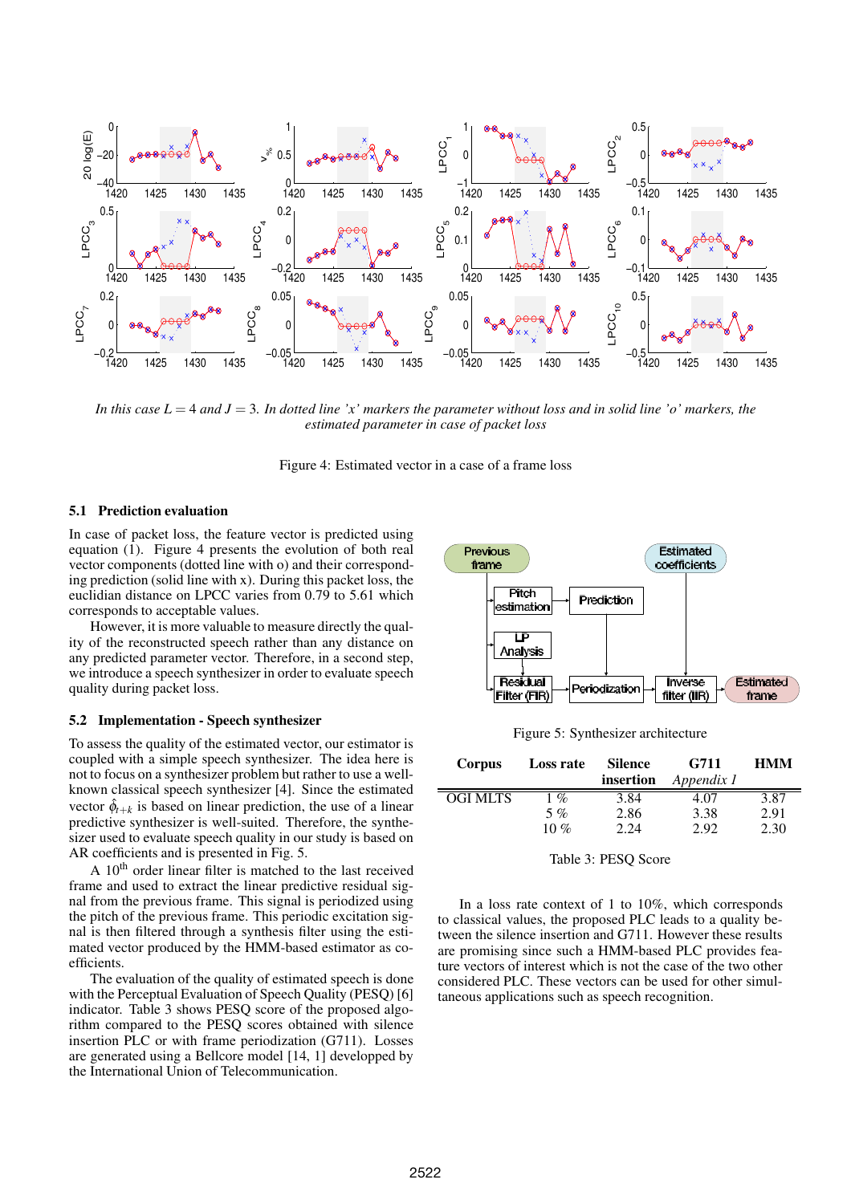*In this case $L = 4$ and $J = 3$. In dotted line 'x' markers the parameter without loss and in solid line 'o' markers, the estimated parameter in case of packet loss*

Figure 4: Estimated vector in a case of a frame loss

### 5.1 Prediction evaluation

In case of packet loss, the feature vector is predicted using equation (1). Figure 4 presents the evolution of both real vector components (dotted line with o) and their corresponding prediction (solid line with x). During this packet loss, the euclidian distance on LPCC varies from 0.79 to 5.61 which corresponds to acceptable values.

However, it is more valuable to measure directly the quality of the reconstructed speech rather than any distance on any predicted parameter vector. Therefore, in a second step, we introduce a speech synthesizer in order to evaluate speech quality during packet loss.

### 5.2 Implementation - Speech synthesizer

To assess the quality of the estimated vector, our estimator is coupled with a simple speech synthesizer. The idea here is not to focus on a synthesizer problem but rather to use a well-known classical speech synthesizer [4]. Since the estimated vector $\hat{\phi}_{t+k}$ is based on linear prediction, the use of a linear predictive synthesizer is well-suited. Therefore, the synthesizer used to evaluate speech quality in our study is based on AR coefficients and is presented in Fig. 5.

A 10[th] order linear filter is matched to the last received frame and used to extract the linear predictive residual signal from the previous frame. This signal is periodized using the pitch of the previous frame. This periodic excitation signal is then filtered through a synthesis filter using the estimated vector produced by the HMM-based estimator as coefficients.

The evaluation of the quality of estimated speech is done with the Perceptual Evaluation of Speech Quality (PESQ) [6] indicator. Table 3 shows PESQ score of the proposed algorithm compared to the PESQ scores obtained with silence insertion PLC or with frame periodization (G711). Losses are generated using a Bellcore model [14, 1] developped by the International Union of Telecommunication.

Figure 5: Synthesizer architecture

| Corpus | Loss rate | Silence insertion | G711 *Appendix I* | HMM |
|---|---|---|---|---|
| OGI MLTS | 1 % | 3.84 | 4.07 | 3.87 |
| | 5 % | 2.86 | 3.38 | 2.91 |
| | 10 % | 2.24 | 2.92 | 2.30 |

Table 3: PESQ Score

In a loss rate context of 1 to 10%, which corresponds to classical values, the proposed PLC leads to a quality between the silence insertion and G711. However these results are promising since such a HMM-based PLC provides feature vectors of interest which is not the case of the two other considered PLC. These vectors can be used for other simultaneous applications such as speech recognition.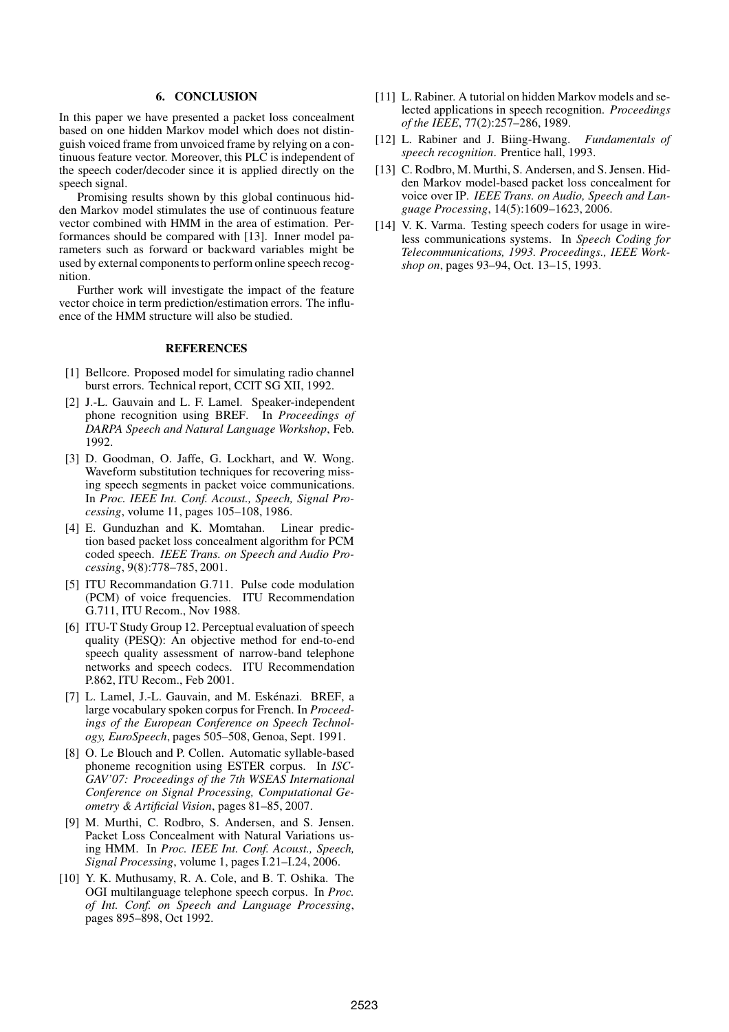## 6. CONCLUSION

In this paper we have presented a packet loss concealment based on one hidden Markov model which does not distinguish voiced frame from unvoiced frame by relying on a continuous feature vector. Moreover, this PLC is independent of the speech coder/decoder since it is applied directly on the speech signal.

Promising results shown by this global continuous hidden Markov model stimulates the use of continuous feature vector combined with HMM in the area of estimation. Performances should be compared with [13]. Inner model parameters such as forward or backward variables might be used by external components to perform online speech recognition.

Further work will investigate the impact of the feature vector choice in term prediction/estimation errors. The influence of the HMM structure will also be studied.

## REFERENCES

[1] Bellcore. Proposed model for simulating radio channel burst errors. Technical report, CCIT SG XII, 1992.

[2] J.-L. Gauvain and L. F. Lamel. Speaker-independent phone recognition using BREF. In *Proceedings of DARPA Speech and Natural Language Workshop*, Feb. 1992.

[3] D. Goodman, O. Jaffe, G. Lockhart, and W. Wong. Waveform substitution techniques for recovering missing speech segments in packet voice communications. In *Proc. IEEE Int. Conf. Acoust., Speech, Signal Processing*, volume 11, pages 105–108, 1986.

[4] E. Gunduzhan and K. Momtahan. Linear prediction based packet loss concealment algorithm for PCM coded speech. *IEEE Trans. on Speech and Audio Processing*, 9(8):778–785, 2001.

[5] ITU Recommandation G.711. Pulse code modulation (PCM) of voice frequencies. ITU Recommendation G.711, ITU Recom., Nov 1988.

[6] ITU-T Study Group 12. Perceptual evaluation of speech quality (PESQ): An objective method for end-to-end speech quality assessment of narrow-band telephone networks and speech codecs. ITU Recommendation P.862, ITU Recom., Feb 2001.

[7] L. Lamel, J.-L. Gauvain, and M. Eskénazi. BREF, a large vocabulary spoken corpus for French. In *Proceedings of the European Conference on Speech Technology, EuroSpeech*, pages 505–508, Genoa, Sept. 1991.

[8] O. Le Blouch and P. Collen. Automatic syllable-based phoneme recognition using ESTER corpus. In *ISCGAV'07: Proceedings of the 7th WSEAS International Conference on Signal Processing, Computational Geometry & Artificial Vision*, pages 81–85, 2007.

[9] M. Murthi, C. Rodbro, S. Andersen, and S. Jensen. Packet Loss Concealment with Natural Variations using HMM. In *Proc. IEEE Int. Conf. Acoust., Speech, Signal Processing*, volume 1, pages I.21–I.24, 2006.

[10] Y. K. Muthusamy, R. A. Cole, and B. T. Oshika. The OGI multilanguage telephone speech corpus. In *Proc. of Int. Conf. on Speech and Language Processing*, pages 895–898, Oct 1992.

[11] L. Rabiner. A tutorial on hidden Markov models and selected applications in speech recognition. *Proceedings of the IEEE*, 77(2):257–286, 1989.

[12] L. Rabiner and J. Biing-Hwang. *Fundamentals of speech recognition*. Prentice hall, 1993.

[13] C. Rodbro, M. Murthi, S. Andersen, and S. Jensen. Hidden Markov model-based packet loss concealment for voice over IP. *IEEE Trans. on Audio, Speech and Language Processing*, 14(5):1609–1623, 2006.

[14] V. K. Varma. Testing speech coders for usage in wireless communications systems. In *Speech Coding for Telecommunications, 1993. Proceedings., IEEE Workshop on*, pages 93–94, Oct. 13–15, 1993.